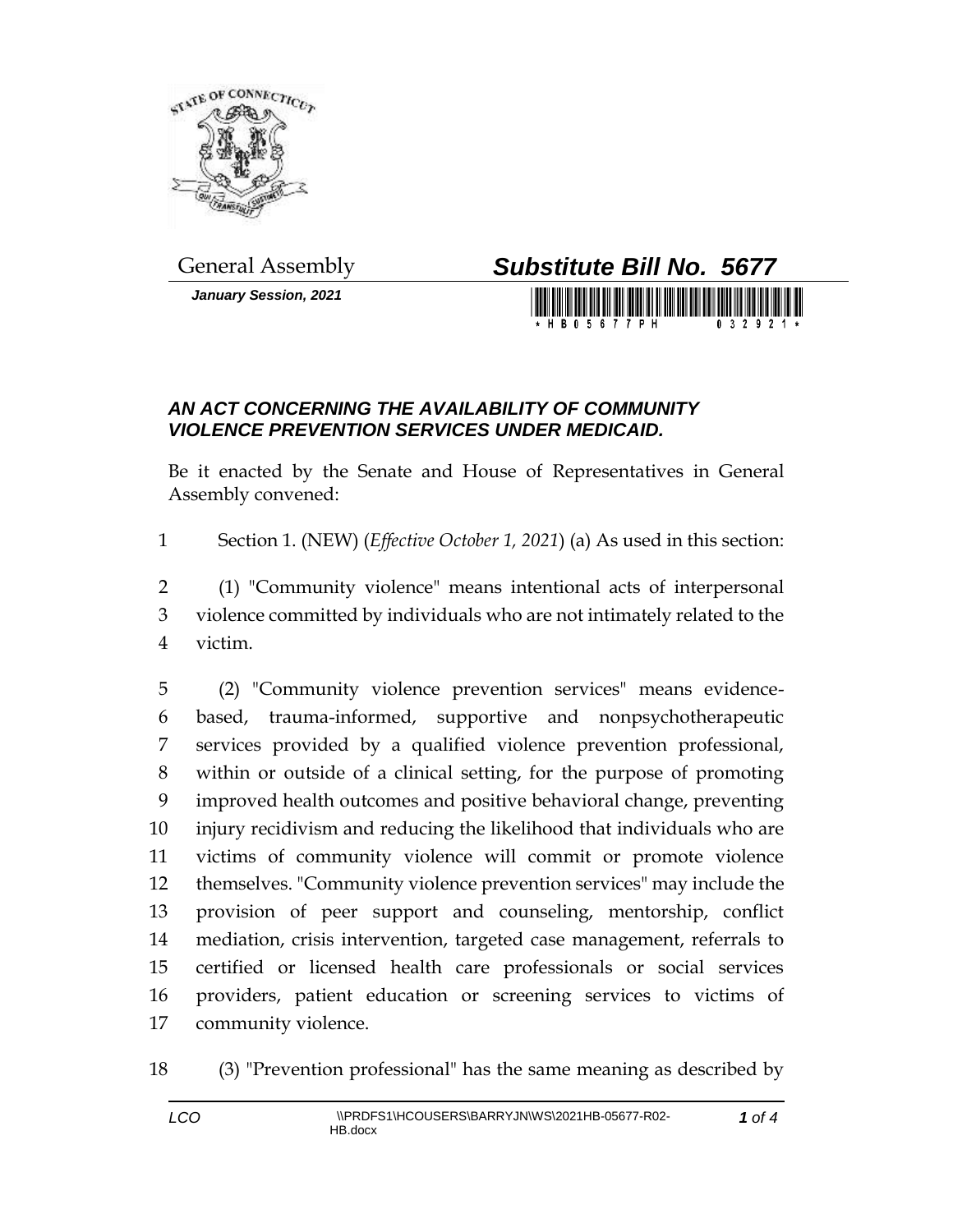General Assembly

# *Substitute Bill No. 5677*

***January Session, 2021***

## *AN ACT CONCERNING THE AVAILABILITY OF COMMUNITY VIOLENCE PREVENTION SERVICES UNDER MEDICAID.*

Be it enacted by the Senate and House of Representatives in General Assembly convened:

1 Section 1. (NEW) (*Effective October 1, 2021*) (a) As used in this section:

2 (1) "Community violence" means intentional acts of interpersonal
3 violence committed by individuals who are not intimately related to the
4 victim.

5 (2) "Community violence prevention services" means evidence-
6 based, trauma-informed, supportive and nonpsychotherapeutic
7 services provided by a qualified violence prevention professional,
8 within or outside of a clinical setting, for the purpose of promoting
9 improved health outcomes and positive behavioral change, preventing
10 injury recidivism and reducing the likelihood that individuals who are
11 victims of community violence will commit or promote violence
12 themselves. "Community violence prevention services" may include the
13 provision of peer support and counseling, mentorship, conflict
14 mediation, crisis intervention, targeted case management, referrals to
15 certified or licensed health care professionals or social services
16 providers, patient education or screening services to victims of
17 community violence.

18 (3) "Prevention professional" has the same meaning as described by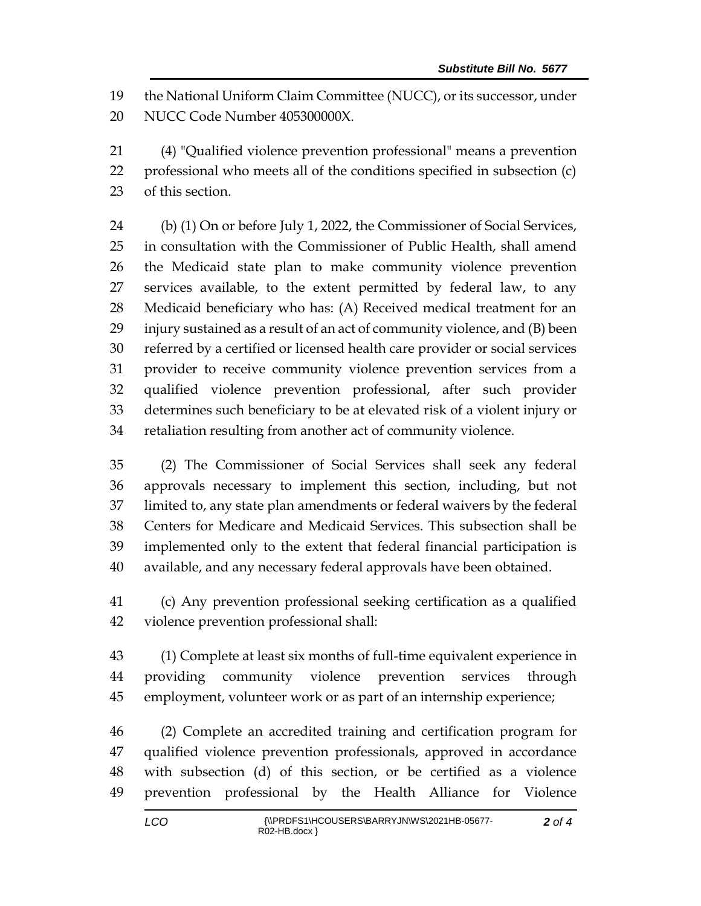the National Uniform Claim Committee (NUCC), or its successor, under NUCC Code Number 405300000X.

(4) "Qualified violence prevention professional" means a prevention professional who meets all of the conditions specified in subsection (c) of this section.

(b) (1) On or before July 1, 2022, the Commissioner of Social Services, in consultation with the Commissioner of Public Health, shall amend the Medicaid state plan to make community violence prevention services available, to the extent permitted by federal law, to any Medicaid beneficiary who has: (A) Received medical treatment for an injury sustained as a result of an act of community violence, and (B) been referred by a certified or licensed health care provider or social services provider to receive community violence prevention services from a qualified violence prevention professional, after such provider determines such beneficiary to be at elevated risk of a violent injury or retaliation resulting from another act of community violence.

(2) The Commissioner of Social Services shall seek any federal approvals necessary to implement this section, including, but not limited to, any state plan amendments or federal waivers by the federal Centers for Medicare and Medicaid Services. This subsection shall be implemented only to the extent that federal financial participation is available, and any necessary federal approvals have been obtained.

(c) Any prevention professional seeking certification as a qualified violence prevention professional shall:

(1) Complete at least six months of full-time equivalent experience in providing community violence prevention services through employment, volunteer work or as part of an internship experience;

(2) Complete an accredited training and certification program for qualified violence prevention professionals, approved in accordance with subsection (d) of this section, or be certified as a violence prevention professional by the Health Alliance for Violence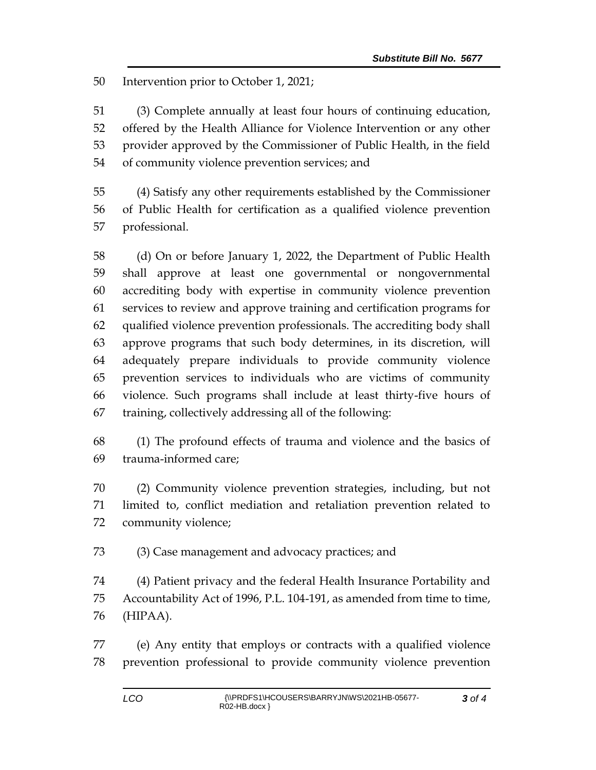Intervention prior to October 1, 2021;

(3) Complete annually at least four hours of continuing education, offered by the Health Alliance for Violence Intervention or any other provider approved by the Commissioner of Public Health, in the field of community violence prevention services; and

(4) Satisfy any other requirements established by the Commissioner of Public Health for certification as a qualified violence prevention professional.

(d) On or before January 1, 2022, the Department of Public Health shall approve at least one governmental or nongovernmental accrediting body with expertise in community violence prevention services to review and approve training and certification programs for qualified violence prevention professionals. The accrediting body shall approve programs that such body determines, in its discretion, will adequately prepare individuals to provide community violence prevention services to individuals who are victims of community violence. Such programs shall include at least thirty-five hours of training, collectively addressing all of the following:

(1) The profound effects of trauma and violence and the basics of trauma-informed care;

(2) Community violence prevention strategies, including, but not limited to, conflict mediation and retaliation prevention related to community violence;

(3) Case management and advocacy practices; and

(4) Patient privacy and the federal Health Insurance Portability and Accountability Act of 1996, P.L. 104-191, as amended from time to time, (HIPAA).

(e) Any entity that employs or contracts with a qualified violence prevention professional to provide community violence prevention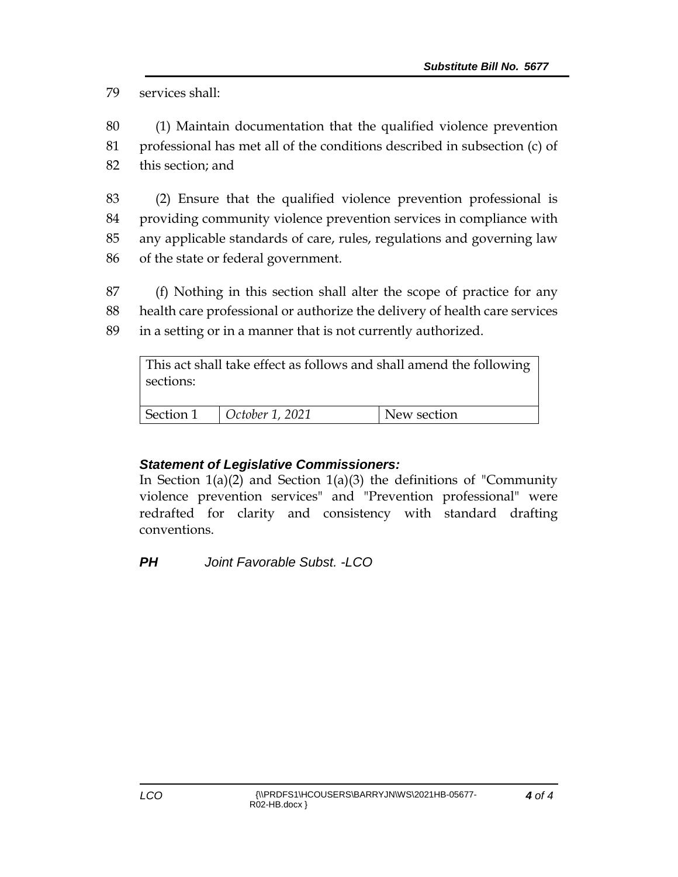services shall:

(1) Maintain documentation that the qualified violence prevention professional has met all of the conditions described in subsection (c) of this section; and

(2) Ensure that the qualified violence prevention professional is providing community violence prevention services in compliance with any applicable standards of care, rules, regulations and governing law of the state or federal government.

(f) Nothing in this section shall alter the scope of practice for any health care professional or authorize the delivery of health care services in a setting or in a manner that is not currently authorized.

| This act shall take effect as follows and shall amend the following sections: | | |
|---|---|---|
| Section 1 | *October 1, 2021* | New section |

***Statement of Legislative Commissioners:***

In Section 1(a)(2) and Section 1(a)(3) the definitions of "Community violence prevention services" and "Prevention professional" were redrafted for clarity and consistency with standard drafting conventions.

***PH*** *Joint Favorable Subst. -LCO*